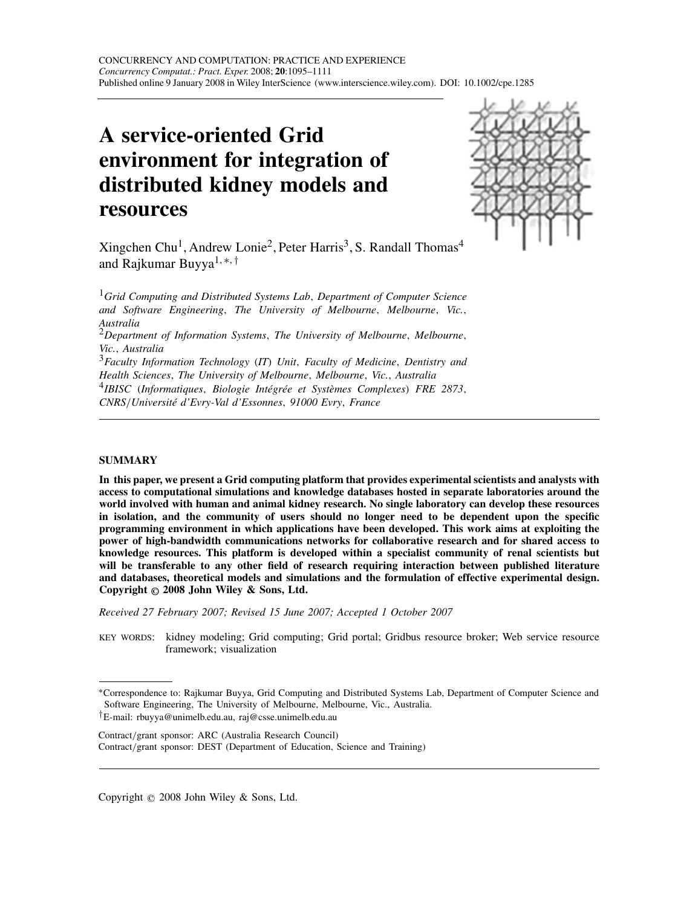# A service-oriented Grid environment for integration of distributed kidney models and resources

Xingchen Chu[1], Andrew Lonie[2], Peter Harris[3], S. Randall Thomas[4] and Rajkumar Buyya[1,*,†]

[1]*Grid Computing and Distributed Systems Lab, Department of Computer Science and Software Engineering, The University of Melbourne, Melbourne, Vic., Australia*

[2]*Department of Information Systems, The University of Melbourne, Melbourne, Vic., Australia*

[3]*Faculty Information Technology (IT) Unit, Faculty of Medicine, Dentistry and Health Sciences, The University of Melbourne, Melbourne, Vic., Australia*

[4]*IBISC (Informatiques, Biologie Intégrée et Systèmes Complexes) FRE 2873, CNRS/Université d'Evry-Val d'Essonnes, 91000 Evry, France*

## SUMMARY

**In this paper, we present a Grid computing platform that provides experimental scientists and analysts with access to computational simulations and knowledge databases hosted in separate laboratories around the world involved with human and animal kidney research. No single laboratory can develop these resources in isolation, and the community of users should no longer need to be dependent upon the specific programming environment in which applications have been developed. This work aims at exploiting the power of high-bandwidth communications networks for collaborative research and for shared access to knowledge resources. This platform is developed within a specialist community of renal scientists but will be transferable to any other field of research requiring interaction between published literature and databases, theoretical models and simulations and the formulation of effective experimental design. Copyright © 2008 John Wiley & Sons, Ltd.**

*Received 27 February 2007; Revised 15 June 2007; Accepted 1 October 2007*

KEY WORDS: kidney modeling; Grid computing; Grid portal; Gridbus resource broker; Web service resource framework; visualization

*Correspondence to: Rajkumar Buyya, Grid Computing and Distributed Systems Lab, Department of Computer Science and Software Engineering, The University of Melbourne, Melbourne, Vic., Australia.

†E-mail: rbuyya@unimelb.edu.au, raj@csse.unimelb.edu.au

Contract/grant sponsor: ARC (Australia Research Council)

Contract/grant sponsor: DEST (Department of Education, Science and Training)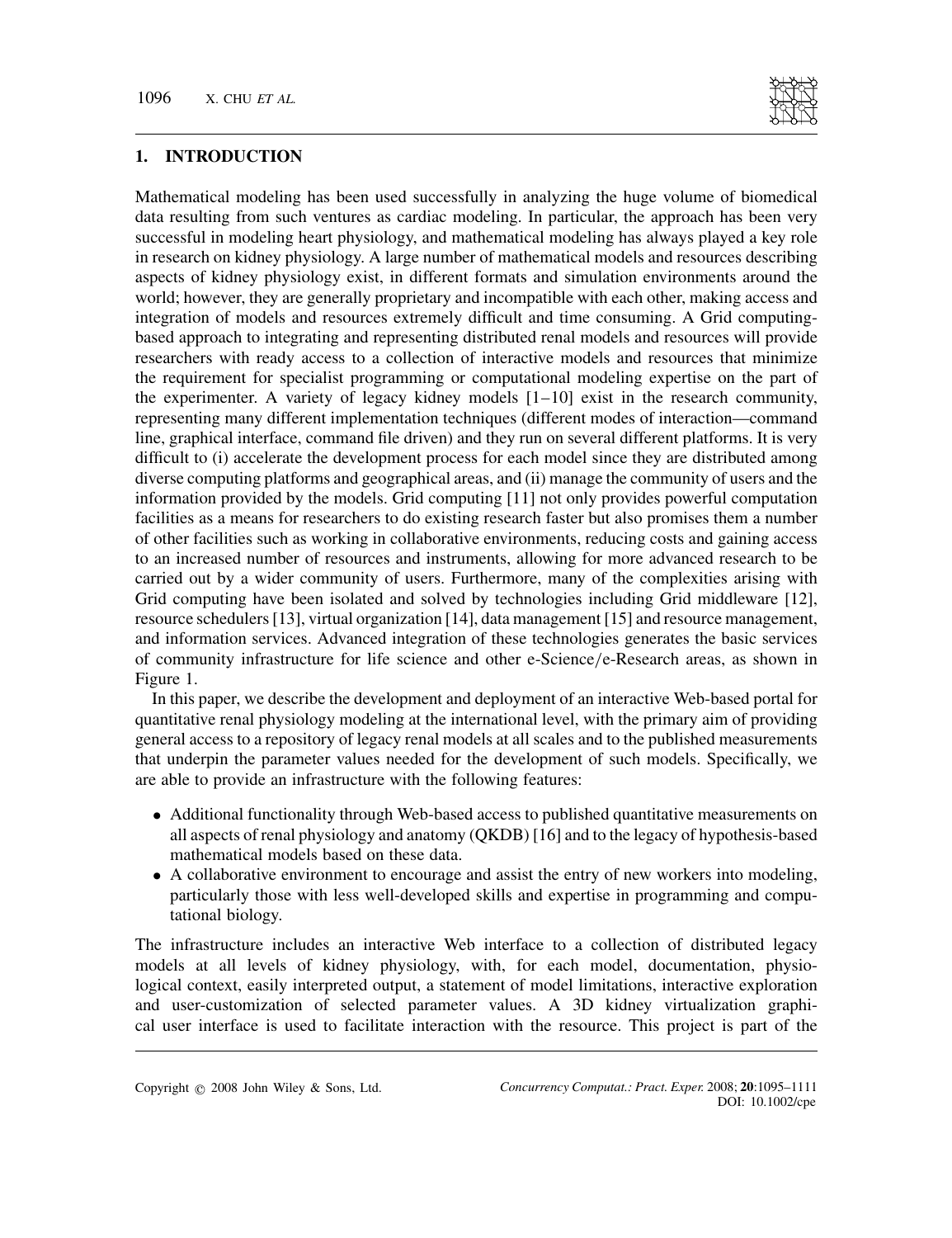## 1. INTRODUCTION

Mathematical modeling has been used successfully in analyzing the huge volume of biomedical data resulting from such ventures as cardiac modeling. In particular, the approach has been very successful in modeling heart physiology, and mathematical modeling has always played a key role in research on kidney physiology. A large number of mathematical models and resources describing aspects of kidney physiology exist, in different formats and simulation environments around the world; however, they are generally proprietary and incompatible with each other, making access and integration of models and resources extremely difficult and time consuming. A Grid computing-based approach to integrating and representing distributed renal models and resources will provide researchers with ready access to a collection of interactive models and resources that minimize the requirement for specialist programming or computational modeling expertise on the part of the experimenter. A variety of legacy kidney models [1–10] exist in the research community, representing many different implementation techniques (different modes of interaction—command line, graphical interface, command file driven) and they run on several different platforms. It is very difficult to (i) accelerate the development process for each model since they are distributed among diverse computing platforms and geographical areas, and (ii) manage the community of users and the information provided by the models. Grid computing [11] not only provides powerful computation facilities as a means for researchers to do existing research faster but also promises them a number of other facilities such as working in collaborative environments, reducing costs and gaining access to an increased number of resources and instruments, allowing for more advanced research to be carried out by a wider community of users. Furthermore, many of the complexities arising with Grid computing have been isolated and solved by technologies including Grid middleware [12], resource schedulers [13], virtual organization [14], data management [15] and resource management, and information services. Advanced integration of these technologies generates the basic services of community infrastructure for life science and other e-Science/e-Research areas, as shown in Figure 1.

In this paper, we describe the development and deployment of an interactive Web-based portal for quantitative renal physiology modeling at the international level, with the primary aim of providing general access to a repository of legacy renal models at all scales and to the published measurements that underpin the parameter values needed for the development of such models. Specifically, we are able to provide an infrastructure with the following features:

- Additional functionality through Web-based access to published quantitative measurements on all aspects of renal physiology and anatomy (QKDB) [16] and to the legacy of hypothesis-based mathematical models based on these data.
- A collaborative environment to encourage and assist the entry of new workers into modeling, particularly those with less well-developed skills and expertise in programming and computational biology.

The infrastructure includes an interactive Web interface to a collection of distributed legacy models at all levels of kidney physiology, with, for each model, documentation, physiological context, easily interpreted output, a statement of model limitations, interactive exploration and user-customization of selected parameter values. A 3D kidney virtualization graphical user interface is used to facilitate interaction with the resource. This project is part of the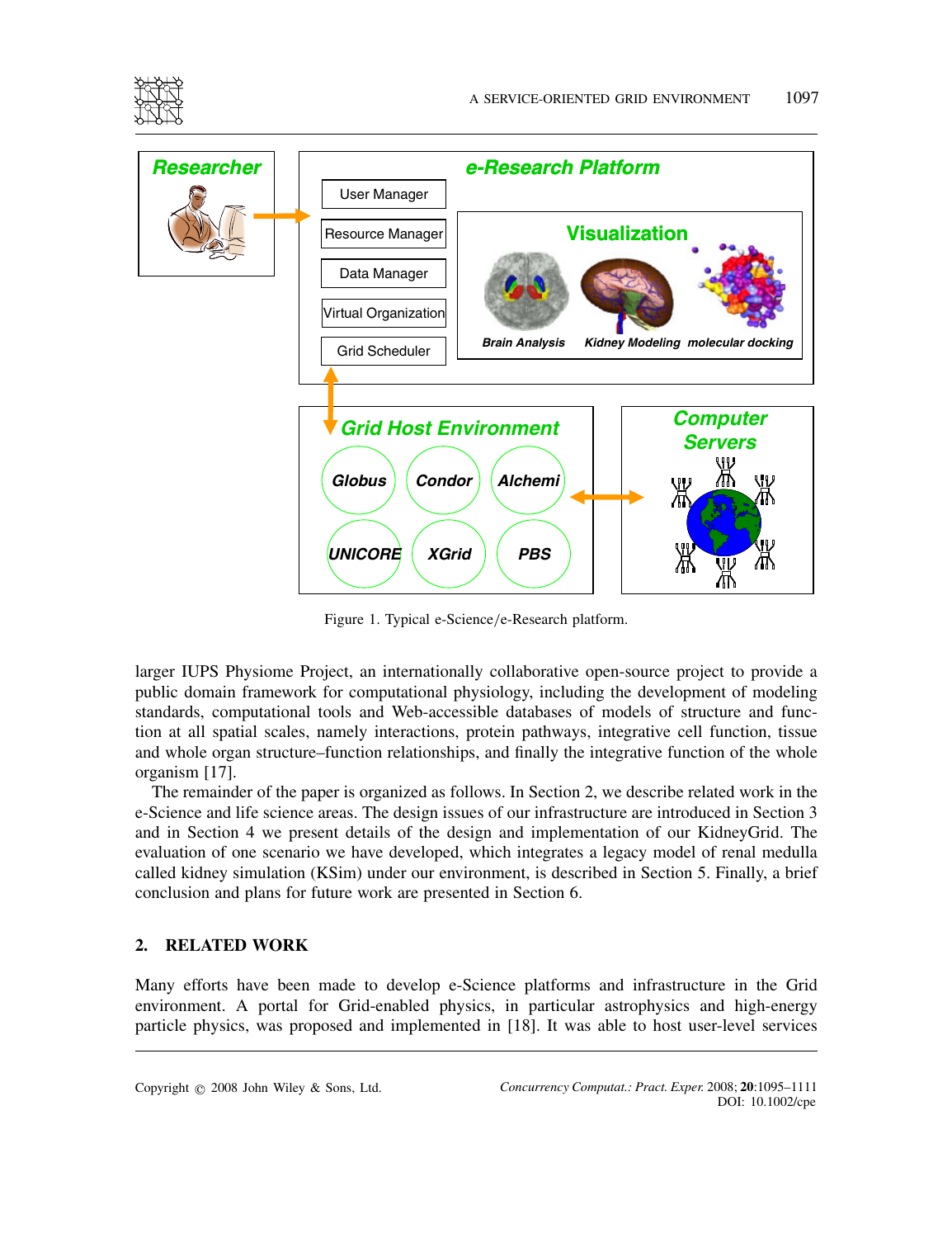Figure 1. Typical e-Science/e-Research platform.

larger IUPS Physiome Project, an internationally collaborative open-source project to provide a public domain framework for computational physiology, including the development of modeling standards, computational tools and Web-accessible databases of models of structure and function at all spatial scales, namely interactions, protein pathways, integrative cell function, tissue and whole organ structure–function relationships, and finally the integrative function of the whole organism [17].

The remainder of the paper is organized as follows. In Section 2, we describe related work in the e-Science and life science areas. The design issues of our infrastructure are introduced in Section 3 and in Section 4 we present details of the design and implementation of our KidneyGrid. The evaluation of one scenario we have developed, which integrates a legacy model of renal medulla called kidney simulation (KSim) under our environment, is described in Section 5. Finally, a brief conclusion and plans for future work are presented in Section 6.

## 2. RELATED WORK

Many efforts have been made to develop e-Science platforms and infrastructure in the Grid environment. A portal for Grid-enabled physics, in particular astrophysics and high-energy particle physics, was proposed and implemented in [18]. It was able to host user-level services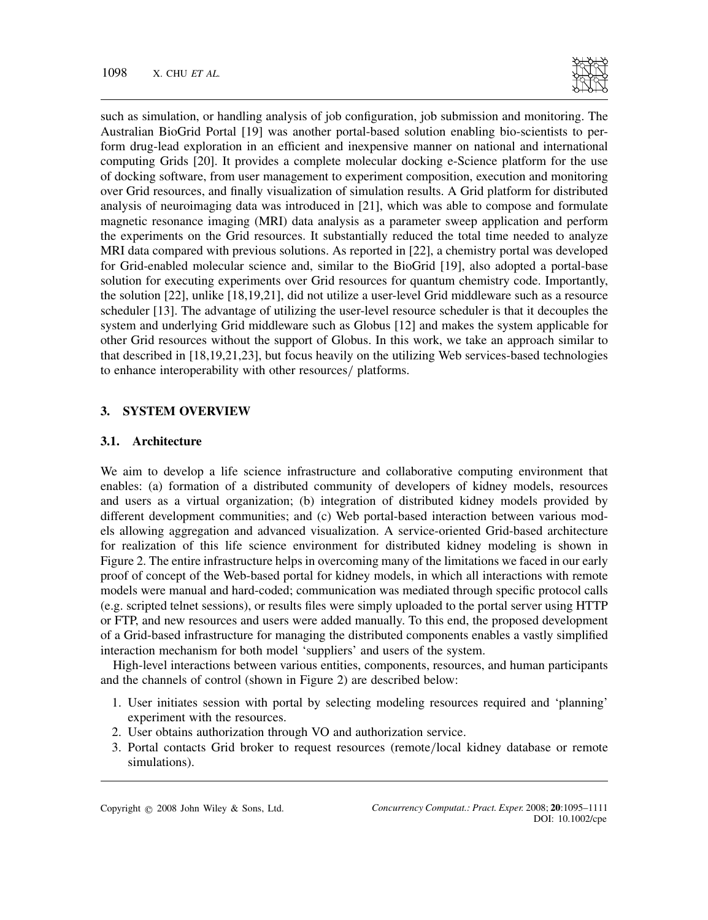such as simulation, or handling analysis of job configuration, job submission and monitoring. The Australian BioGrid Portal [19] was another portal-based solution enabling bio-scientists to perform drug-lead exploration in an efficient and inexpensive manner on national and international computing Grids [20]. It provides a complete molecular docking e-Science platform for the use of docking software, from user management to experiment composition, execution and monitoring over Grid resources, and finally visualization of simulation results. A Grid platform for distributed analysis of neuroimaging data was introduced in [21], which was able to compose and formulate magnetic resonance imaging (MRI) data analysis as a parameter sweep application and perform the experiments on the Grid resources. It substantially reduced the total time needed to analyze MRI data compared with previous solutions. As reported in [22], a chemistry portal was developed for Grid-enabled molecular science and, similar to the BioGrid [19], also adopted a portal-base solution for executing experiments over Grid resources for quantum chemistry code. Importantly, the solution [22], unlike [18,19,21], did not utilize a user-level Grid middleware such as a resource scheduler [13]. The advantage of utilizing the user-level resource scheduler is that it decouples the system and underlying Grid middleware such as Globus [12] and makes the system applicable for other Grid resources without the support of Globus. In this work, we take an approach similar to that described in [18,19,21,23], but focus heavily on the utilizing Web services-based technologies to enhance interoperability with other resources/ platforms.

## 3. SYSTEM OVERVIEW

### 3.1. Architecture

We aim to develop a life science infrastructure and collaborative computing environment that enables: (a) formation of a distributed community of developers of kidney models, resources and users as a virtual organization; (b) integration of distributed kidney models provided by different development communities; and (c) Web portal-based interaction between various models allowing aggregation and advanced visualization. A service-oriented Grid-based architecture for realization of this life science environment for distributed kidney modeling is shown in Figure 2. The entire infrastructure helps in overcoming many of the limitations we faced in our early proof of concept of the Web-based portal for kidney models, in which all interactions with remote models were manual and hard-coded; communication was mediated through specific protocol calls (e.g. scripted telnet sessions), or results files were simply uploaded to the portal server using HTTP or FTP, and new resources and users were added manually. To this end, the proposed development of a Grid-based infrastructure for managing the distributed components enables a vastly simplified interaction mechanism for both model 'suppliers' and users of the system.

High-level interactions between various entities, components, resources, and human participants and the channels of control (shown in Figure 2) are described below:

1. User initiates session with portal by selecting modeling resources required and 'planning' experiment with the resources.
2. User obtains authorization through VO and authorization service.
3. Portal contacts Grid broker to request resources (remote/local kidney database or remote simulations).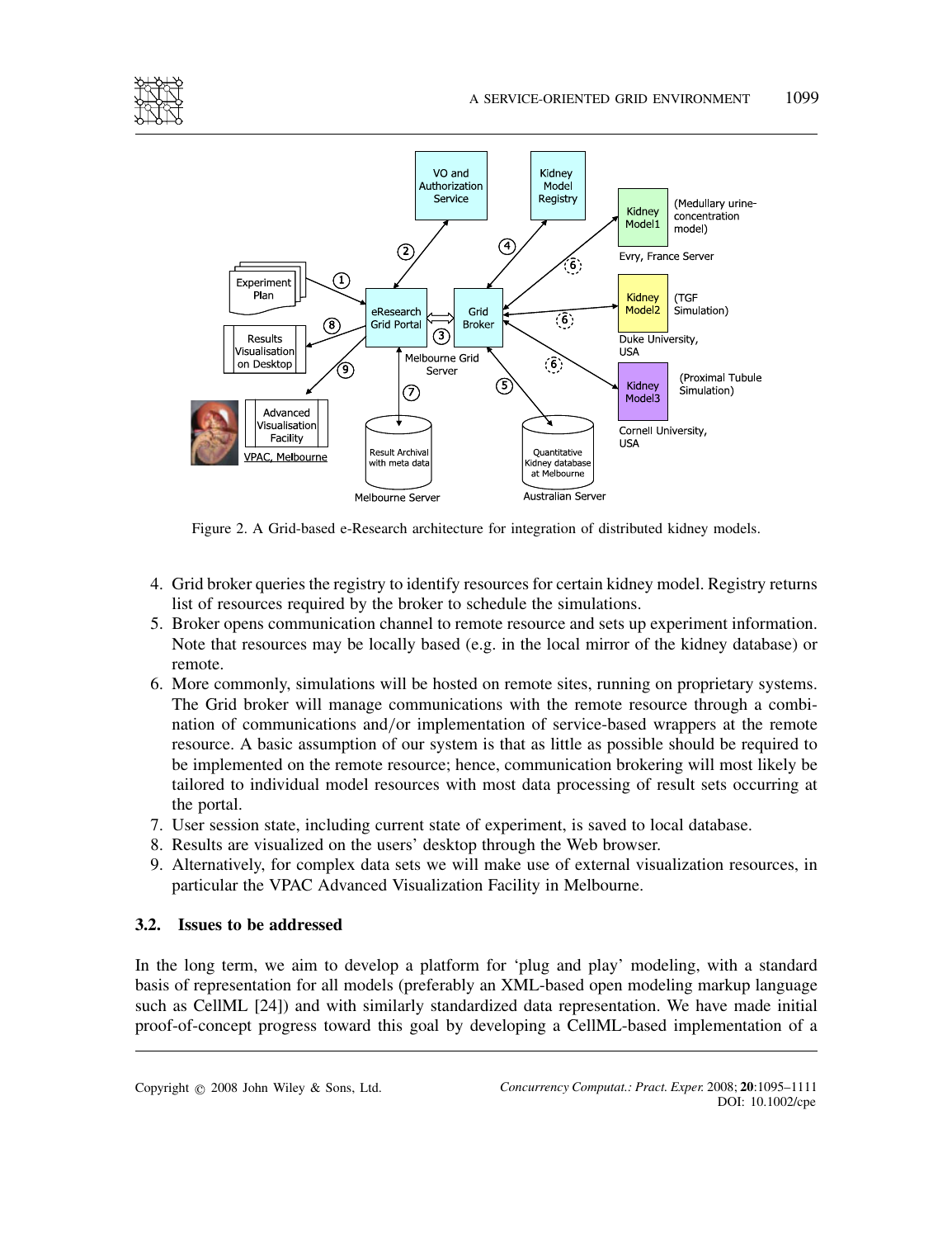Figure 2. A Grid-based e-Research architecture for integration of distributed kidney models.

4. Grid broker queries the registry to identify resources for certain kidney model. Registry returns list of resources required by the broker to schedule the simulations.
5. Broker opens communication channel to remote resource and sets up experiment information. Note that resources may be locally based (e.g. in the local mirror of the kidney database) or remote.
6. More commonly, simulations will be hosted on remote sites, running on proprietary systems. The Grid broker will manage communications with the remote resource through a combination of communications and/or implementation of service-based wrappers at the remote resource. A basic assumption of our system is that as little as possible should be required to be implemented on the remote resource; hence, communication brokering will most likely be tailored to individual model resources with most data processing of result sets occurring at the portal.
7. User session state, including current state of experiment, is saved to local database.
8. Results are visualized on the users' desktop through the Web browser.
9. Alternatively, for complex data sets we will make use of external visualization resources, in particular the VPAC Advanced Visualization Facility in Melbourne.

### 3.2. Issues to be addressed

In the long term, we aim to develop a platform for 'plug and play' modeling, with a standard basis of representation for all models (preferably an XML-based open modeling markup language such as CellML [24]) and with similarly standardized data representation. We have made initial proof-of-concept progress toward this goal by developing a CellML-based implementation of a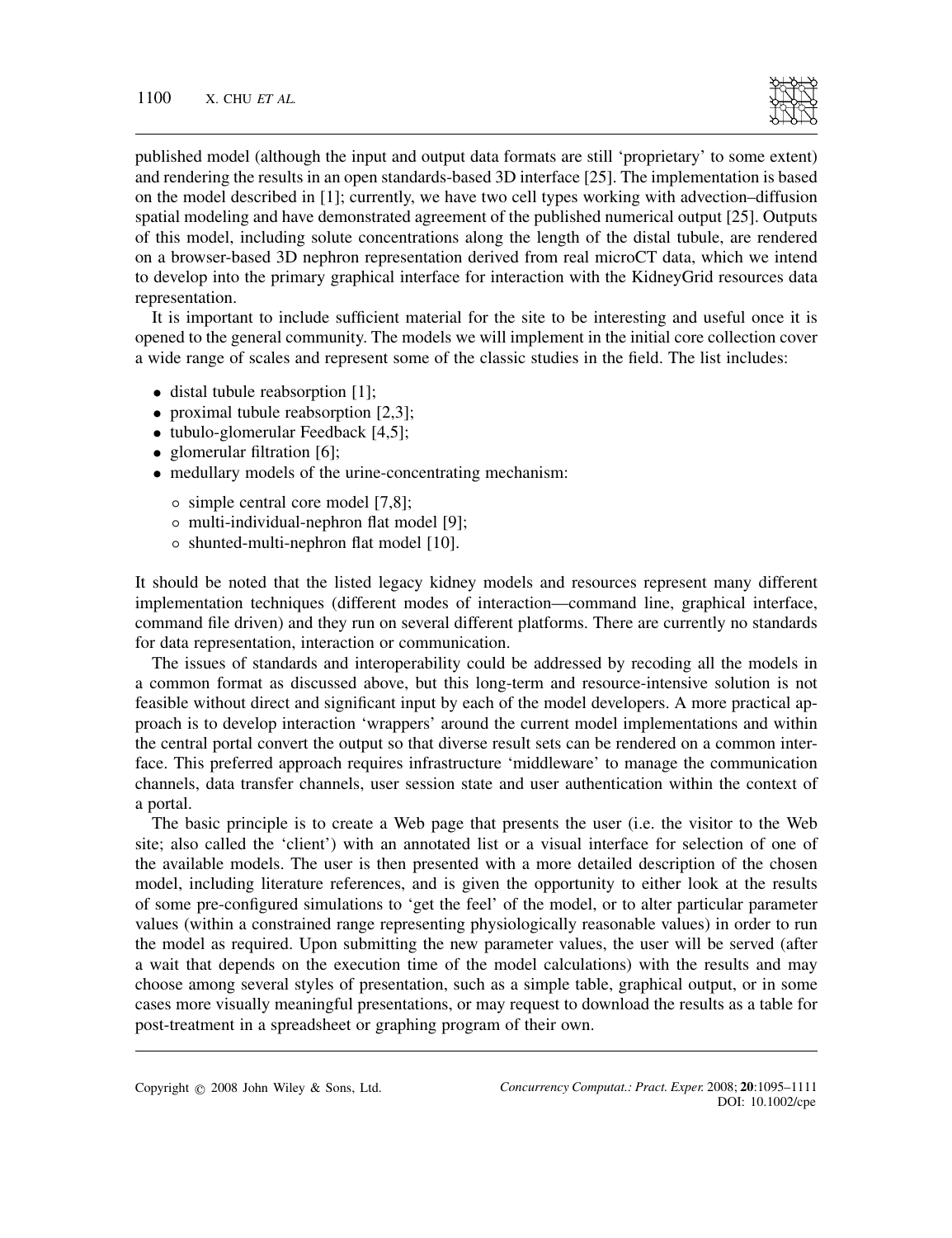published model (although the input and output data formats are still 'proprietary' to some extent) and rendering the results in an open standards-based 3D interface [25]. The implementation is based on the model described in [1]; currently, we have two cell types working with advection–diffusion spatial modeling and have demonstrated agreement of the published numerical output [25]. Outputs of this model, including solute concentrations along the length of the distal tubule, are rendered on a browser-based 3D nephron representation derived from real microCT data, which we intend to develop into the primary graphical interface for interaction with the KidneyGrid resources data representation.

It is important to include sufficient material for the site to be interesting and useful once it is opened to the general community. The models we will implement in the initial core collection cover a wide range of scales and represent some of the classic studies in the field. The list includes:

- distal tubule reabsorption [1];
- proximal tubule reabsorption [2,3];
- tubulo-glomerular Feedback [4,5];
- glomerular filtration [6];
- medullary models of the urine-concentrating mechanism:
  - simple central core model [7,8];
  - multi-individual-nephron flat model [9];
  - shunted-multi-nephron flat model [10].

It should be noted that the listed legacy kidney models and resources represent many different implementation techniques (different modes of interaction—command line, graphical interface, command file driven) and they run on several different platforms. There are currently no standards for data representation, interaction or communication.

The issues of standards and interoperability could be addressed by recoding all the models in a common format as discussed above, but this long-term and resource-intensive solution is not feasible without direct and significant input by each of the model developers. A more practical approach is to develop interaction 'wrappers' around the current model implementations and within the central portal convert the output so that diverse result sets can be rendered on a common interface. This preferred approach requires infrastructure 'middleware' to manage the communication channels, data transfer channels, user session state and user authentication within the context of a portal.

The basic principle is to create a Web page that presents the user (i.e. the visitor to the Web site; also called the 'client') with an annotated list or a visual interface for selection of one of the available models. The user is then presented with a more detailed description of the chosen model, including literature references, and is given the opportunity to either look at the results of some pre-configured simulations to 'get the feel' of the model, or to alter particular parameter values (within a constrained range representing physiologically reasonable values) in order to run the model as required. Upon submitting the new parameter values, the user will be served (after a wait that depends on the execution time of the model calculations) with the results and may choose among several styles of presentation, such as a simple table, graphical output, or in some cases more visually meaningful presentations, or may request to download the results as a table for post-treatment in a spreadsheet or graphing program of their own.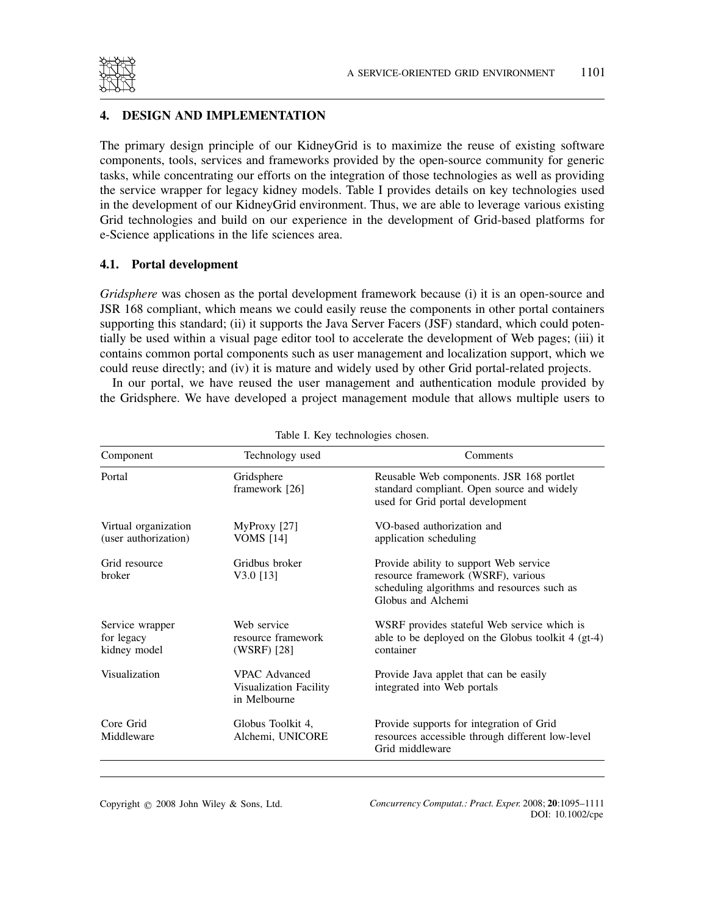## 4. DESIGN AND IMPLEMENTATION

The primary design principle of our KidneyGrid is to maximize the reuse of existing software components, tools, services and frameworks provided by the open-source community for generic tasks, while concentrating our efforts on the integration of those technologies as well as providing the service wrapper for legacy kidney models. Table I provides details on key technologies used in the development of our KidneyGrid environment. Thus, we are able to leverage various existing Grid technologies and build on our experience in the development of Grid-based platforms for e-Science applications in the life sciences area.

### 4.1. Portal development

*Gridsphere* was chosen as the portal development framework because (i) it is an open-source and JSR 168 compliant, which means we could easily reuse the components in other portal containers supporting this standard; (ii) it supports the Java Server Facers (JSF) standard, which could potentially be used within a visual page editor tool to accelerate the development of Web pages; (iii) it contains common portal components such as user management and localization support, which we could reuse directly; and (iv) it is mature and widely used by other Grid portal-related projects.

In our portal, we have reused the user management and authentication module provided by the Gridsphere. We have developed a project management module that allows multiple users to

Table I. Key technologies chosen.

| Component | Technology used | Comments |
|---|---|---|
| Portal | Gridsphere framework [26] | Reusable Web components. JSR 168 portlet standard compliant. Open source and widely used for Grid portal development |
| Virtual organization (user authorization) | MyProxy [27] VOMS [14] | VO-based authorization and application scheduling |
| Grid resource broker | Gridbus broker V3.0 [13] | Provide ability to support Web service resource framework (WSRF), various scheduling algorithms and resources such as Globus and Alchemi |
| Service wrapper for legacy kidney model | Web service resource framework (WSRF) [28] | WSRF provides stateful Web service which is able to be deployed on the Globus toolkit 4 (gt-4) container |
| Visualization | VPAC Advanced Visualization Facility in Melbourne | Provide Java applet that can be easily integrated into Web portals |
| Core Grid Middleware | Globus Toolkit 4, Alchemi, UNICORE | Provide supports for integration of Grid resources accessible through different low-level Grid middleware |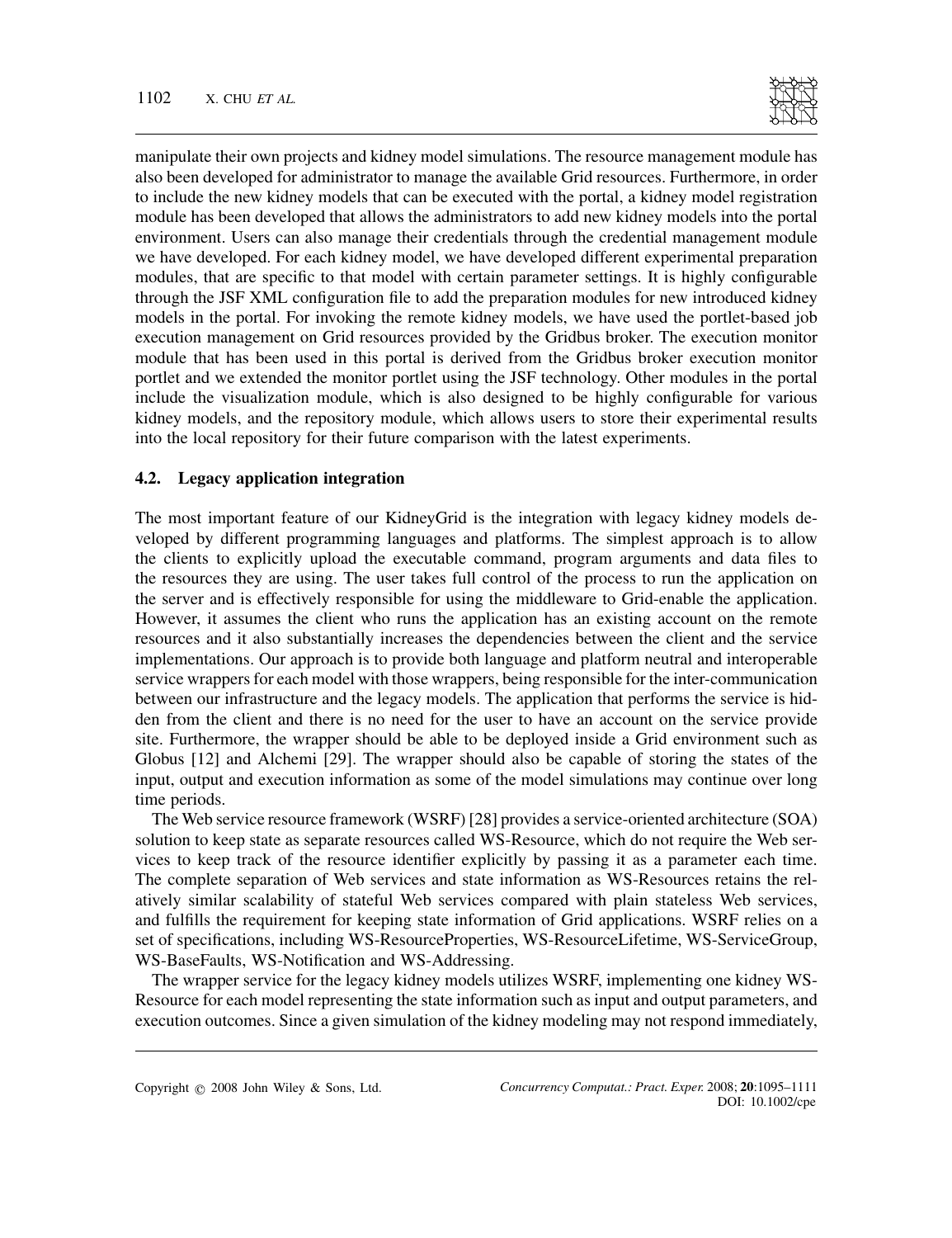manipulate their own projects and kidney model simulations. The resource management module has also been developed for administrator to manage the available Grid resources. Furthermore, in order to include the new kidney models that can be executed with the portal, a kidney model registration module has been developed that allows the administrators to add new kidney models into the portal environment. Users can also manage their credentials through the credential management module we have developed. For each kidney model, we have developed different experimental preparation modules, that are specific to that model with certain parameter settings. It is highly configurable through the JSF XML configuration file to add the preparation modules for new introduced kidney models in the portal. For invoking the remote kidney models, we have used the portlet-based job execution management on Grid resources provided by the Gridbus broker. The execution monitor module that has been used in this portal is derived from the Gridbus broker execution monitor portlet and we extended the monitor portlet using the JSF technology. Other modules in the portal include the visualization module, which is also designed to be highly configurable for various kidney models, and the repository module, which allows users to store their experimental results into the local repository for their future comparison with the latest experiments.

### 4.2. Legacy application integration

The most important feature of our KidneyGrid is the integration with legacy kidney models developed by different programming languages and platforms. The simplest approach is to allow the clients to explicitly upload the executable command, program arguments and data files to the resources they are using. The user takes full control of the process to run the application on the server and is effectively responsible for using the middleware to Grid-enable the application. However, it assumes the client who runs the application has an existing account on the remote resources and it also substantially increases the dependencies between the client and the service implementations. Our approach is to provide both language and platform neutral and interoperable service wrappers for each model with those wrappers, being responsible for the inter-communication between our infrastructure and the legacy models. The application that performs the service is hidden from the client and there is no need for the user to have an account on the service provide site. Furthermore, the wrapper should be able to be deployed inside a Grid environment such as Globus [12] and Alchemi [29]. The wrapper should also be capable of storing the states of the input, output and execution information as some of the model simulations may continue over long time periods.

The Web service resource framework (WSRF) [28] provides a service-oriented architecture (SOA) solution to keep state as separate resources called WS-Resource, which do not require the Web services to keep track of the resource identifier explicitly by passing it as a parameter each time. The complete separation of Web services and state information as WS-Resources retains the relatively similar scalability of stateful Web services compared with plain stateless Web services, and fulfills the requirement for keeping state information of Grid applications. WSRF relies on a set of specifications, including WS-ResourceProperties, WS-ResourceLifetime, WS-ServiceGroup, WS-BaseFaults, WS-Notification and WS-Addressing.

The wrapper service for the legacy kidney models utilizes WSRF, implementing one kidney WS-Resource for each model representing the state information such as input and output parameters, and execution outcomes. Since a given simulation of the kidney modeling may not respond immediately,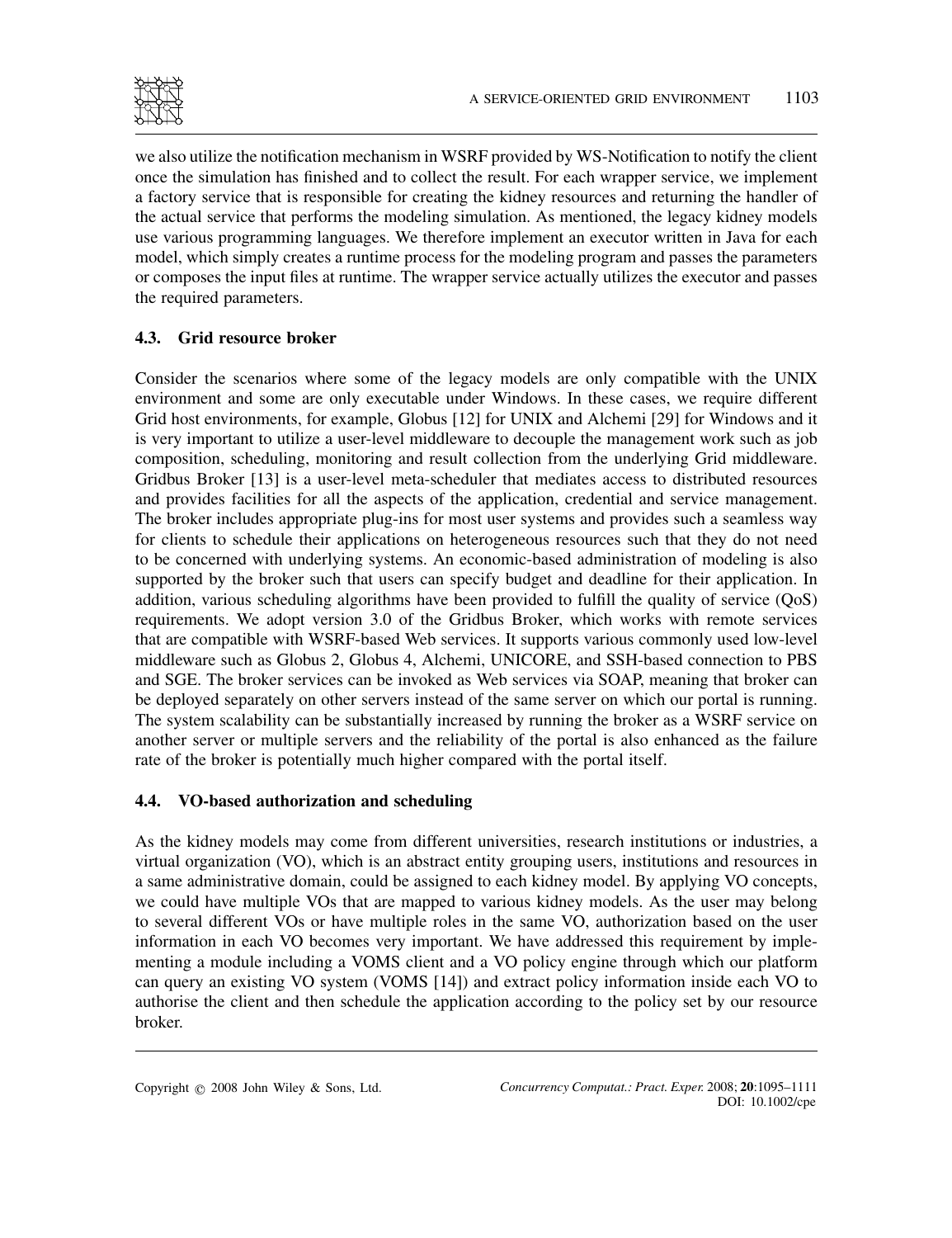we also utilize the notification mechanism in WSRF provided by WS-Notification to notify the client once the simulation has finished and to collect the result. For each wrapper service, we implement a factory service that is responsible for creating the kidney resources and returning the handler of the actual service that performs the modeling simulation. As mentioned, the legacy kidney models use various programming languages. We therefore implement an executor written in Java for each model, which simply creates a runtime process for the modeling program and passes the parameters or composes the input files at runtime. The wrapper service actually utilizes the executor and passes the required parameters.

### 4.3. Grid resource broker

Consider the scenarios where some of the legacy models are only compatible with the UNIX environment and some are only executable under Windows. In these cases, we require different Grid host environments, for example, Globus [12] for UNIX and Alchemi [29] for Windows and it is very important to utilize a user-level middleware to decouple the management work such as job composition, scheduling, monitoring and result collection from the underlying Grid middleware. Gridbus Broker [13] is a user-level meta-scheduler that mediates access to distributed resources and provides facilities for all the aspects of the application, credential and service management. The broker includes appropriate plug-ins for most user systems and provides such a seamless way for clients to schedule their applications on heterogeneous resources such that they do not need to be concerned with underlying systems. An economic-based administration of modeling is also supported by the broker such that users can specify budget and deadline for their application. In addition, various scheduling algorithms have been provided to fulfill the quality of service (QoS) requirements. We adopt version 3.0 of the Gridbus Broker, which works with remote services that are compatible with WSRF-based Web services. It supports various commonly used low-level middleware such as Globus 2, Globus 4, Alchemi, UNICORE, and SSH-based connection to PBS and SGE. The broker services can be invoked as Web services via SOAP, meaning that broker can be deployed separately on other servers instead of the same server on which our portal is running. The system scalability can be substantially increased by running the broker as a WSRF service on another server or multiple servers and the reliability of the portal is also enhanced as the failure rate of the broker is potentially much higher compared with the portal itself.

### 4.4. VO-based authorization and scheduling

As the kidney models may come from different universities, research institutions or industries, a virtual organization (VO), which is an abstract entity grouping users, institutions and resources in a same administrative domain, could be assigned to each kidney model. By applying VO concepts, we could have multiple VOs that are mapped to various kidney models. As the user may belong to several different VOs or have multiple roles in the same VO, authorization based on the user information in each VO becomes very important. We have addressed this requirement by implementing a module including a VOMS client and a VO policy engine through which our platform can query an existing VO system (VOMS [14]) and extract policy information inside each VO to authorise the client and then schedule the application according to the policy set by our resource broker.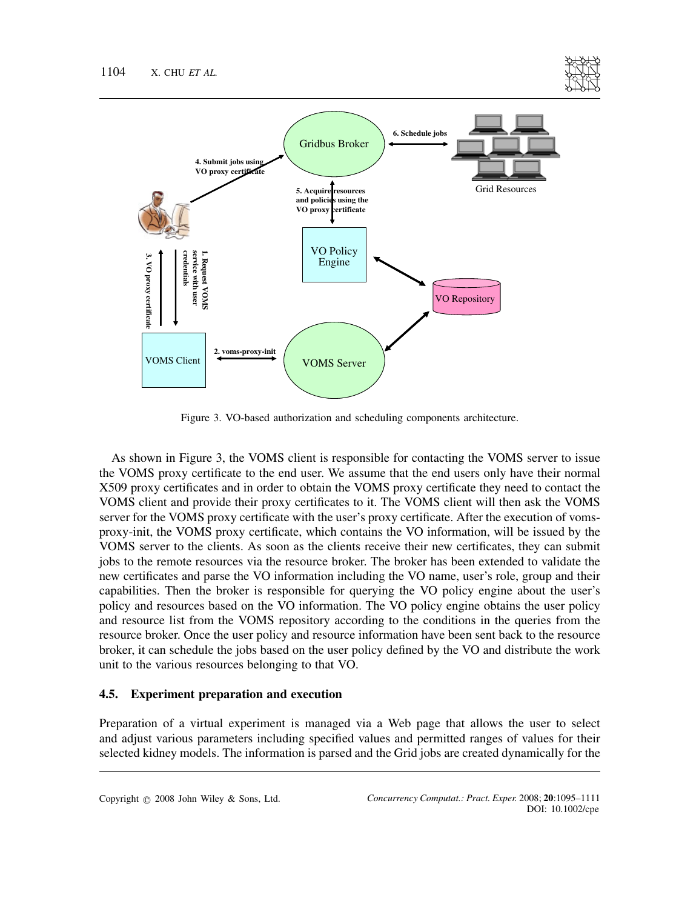Figure 3. VO-based authorization and scheduling components architecture.

As shown in Figure 3, the VOMS client is responsible for contacting the VOMS server to issue the VOMS proxy certificate to the end user. We assume that the end users only have their normal X509 proxy certificates and in order to obtain the VOMS proxy certificate they need to contact the VOMS client and provide their proxy certificates to it. The VOMS client will then ask the VOMS server for the VOMS proxy certificate with the user's proxy certificate. After the execution of voms-proxy-init, the VOMS proxy certificate, which contains the VO information, will be issued by the VOMS server to the clients. As soon as the clients receive their new certificates, they can submit jobs to the remote resources via the resource broker. The broker has been extended to validate the new certificates and parse the VO information including the VO name, user's role, group and their capabilities. Then the broker is responsible for querying the VO policy engine about the user's policy and resources based on the VO information. The VO policy engine obtains the user policy and resource list from the VOMS repository according to the conditions in the queries from the resource broker. Once the user policy and resource information have been sent back to the resource broker, it can schedule the jobs based on the user policy defined by the VO and distribute the work unit to the various resources belonging to that VO.

### 4.5. Experiment preparation and execution

Preparation of a virtual experiment is managed via a Web page that allows the user to select and adjust various parameters including specified values and permitted ranges of values for their selected kidney models. The information is parsed and the Grid jobs are created dynamically for the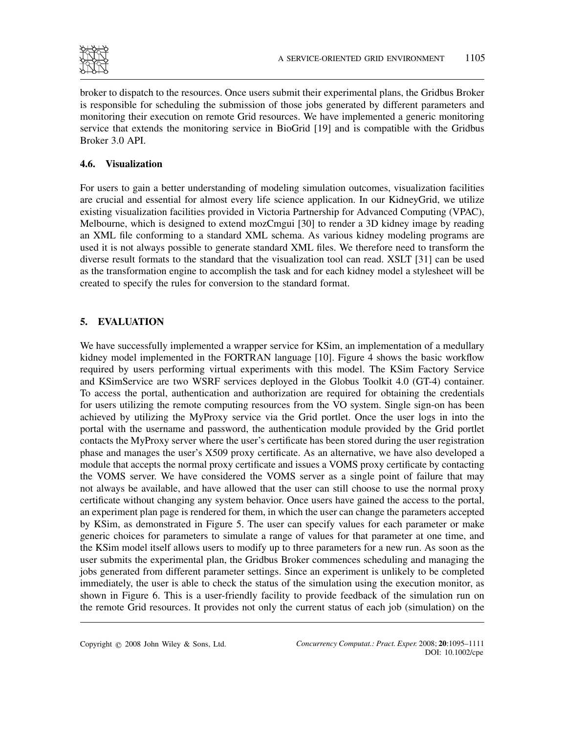broker to dispatch to the resources. Once users submit their experimental plans, the Gridbus Broker is responsible for scheduling the submission of those jobs generated by different parameters and monitoring their execution on remote Grid resources. We have implemented a generic monitoring service that extends the monitoring service in BioGrid [19] and is compatible with the Gridbus Broker 3.0 API.

### 4.6. Visualization

For users to gain a better understanding of modeling simulation outcomes, visualization facilities are crucial and essential for almost every life science application. In our KidneyGrid, we utilize existing visualization facilities provided in Victoria Partnership for Advanced Computing (VPAC), Melbourne, which is designed to extend mozCmgui [30] to render a 3D kidney image by reading an XML file conforming to a standard XML schema. As various kidney modeling programs are used it is not always possible to generate standard XML files. We therefore need to transform the diverse result formats to the standard that the visualization tool can read. XSLT [31] can be used as the transformation engine to accomplish the task and for each kidney model a stylesheet will be created to specify the rules for conversion to the standard format.

## 5. EVALUATION

We have successfully implemented a wrapper service for KSim, an implementation of a medullary kidney model implemented in the FORTRAN language [10]. Figure 4 shows the basic workflow required by users performing virtual experiments with this model. The KSim Factory Service and KSimService are two WSRF services deployed in the Globus Toolkit 4.0 (GT-4) container. To access the portal, authentication and authorization are required for obtaining the credentials for users utilizing the remote computing resources from the VO system. Single sign-on has been achieved by utilizing the MyProxy service via the Grid portlet. Once the user logs in into the portal with the username and password, the authentication module provided by the Grid portlet contacts the MyProxy server where the user's certificate has been stored during the user registration phase and manages the user's X509 proxy certificate. As an alternative, we have also developed a module that accepts the normal proxy certificate and issues a VOMS proxy certificate by contacting the VOMS server. We have considered the VOMS server as a single point of failure that may not always be available, and have allowed that the user can still choose to use the normal proxy certificate without changing any system behavior. Once users have gained the access to the portal, an experiment plan page is rendered for them, in which the user can change the parameters accepted by KSim, as demonstrated in Figure 5. The user can specify values for each parameter or make generic choices for parameters to simulate a range of values for that parameter at one time, and the KSim model itself allows users to modify up to three parameters for a new run. As soon as the user submits the experimental plan, the Gridbus Broker commences scheduling and managing the jobs generated from different parameter settings. Since an experiment is unlikely to be completed immediately, the user is able to check the status of the simulation using the execution monitor, as shown in Figure 6. This is a user-friendly facility to provide feedback of the simulation run on the remote Grid resources. It provides not only the current status of each job (simulation) on the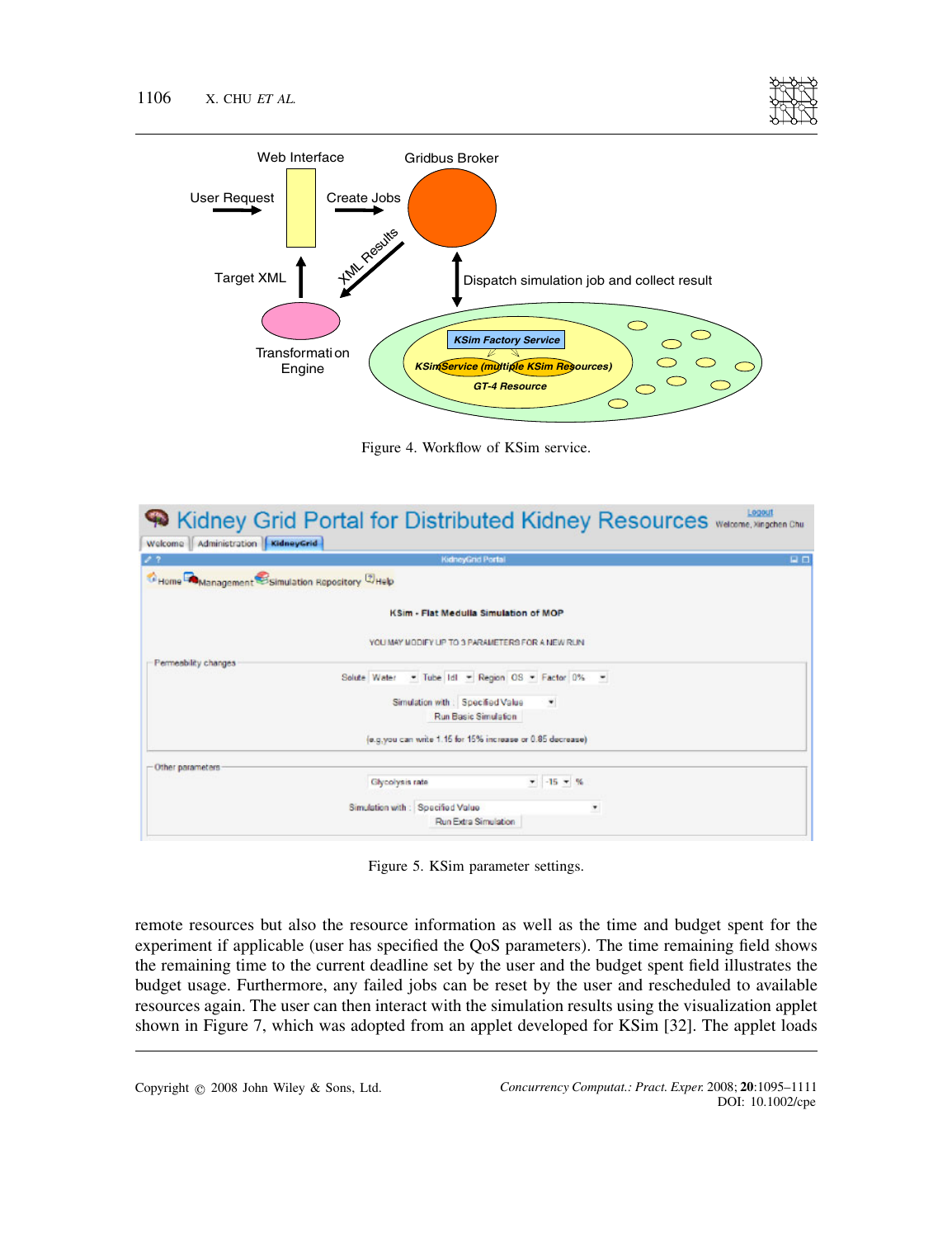Figure 4. Workflow of KSim service.

Figure 5. KSim parameter settings.

remote resources but also the resource information as well as the time and budget spent for the experiment if applicable (user has specified the QoS parameters). The time remaining field shows the remaining time to the current deadline set by the user and the budget spent field illustrates the budget usage. Furthermore, any failed jobs can be reset by the user and rescheduled to available resources again. The user can then interact with the simulation results using the visualization applet shown in Figure 7, which was adopted from an applet developed for KSim [32]. The applet loads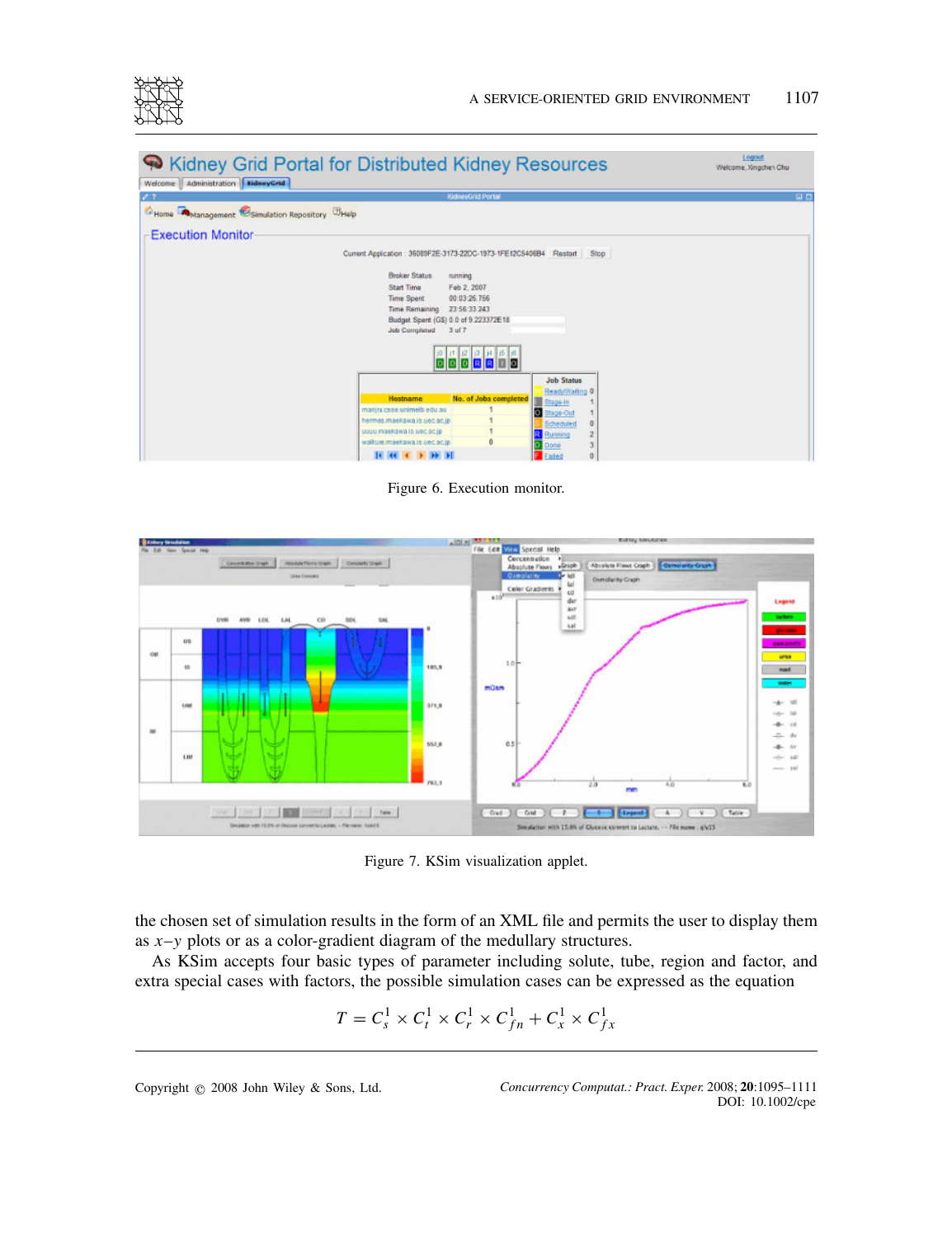Figure 6. Execution monitor.

Figure 7. KSim visualization applet.

the chosen set of simulation results in the form of an XML file and permits the user to display them as $x$–$y$ plots or as a color-gradient diagram of the medullary structures.

As KSim accepts four basic types of parameter including solute, tube, region and factor, and extra special cases with factors, the possible simulation cases can be expressed as the equation

$$T = C_s^1 \times C_t^1 \times C_r^1 \times C_{fn}^1 + C_x^1 \times C_{fx}^1$$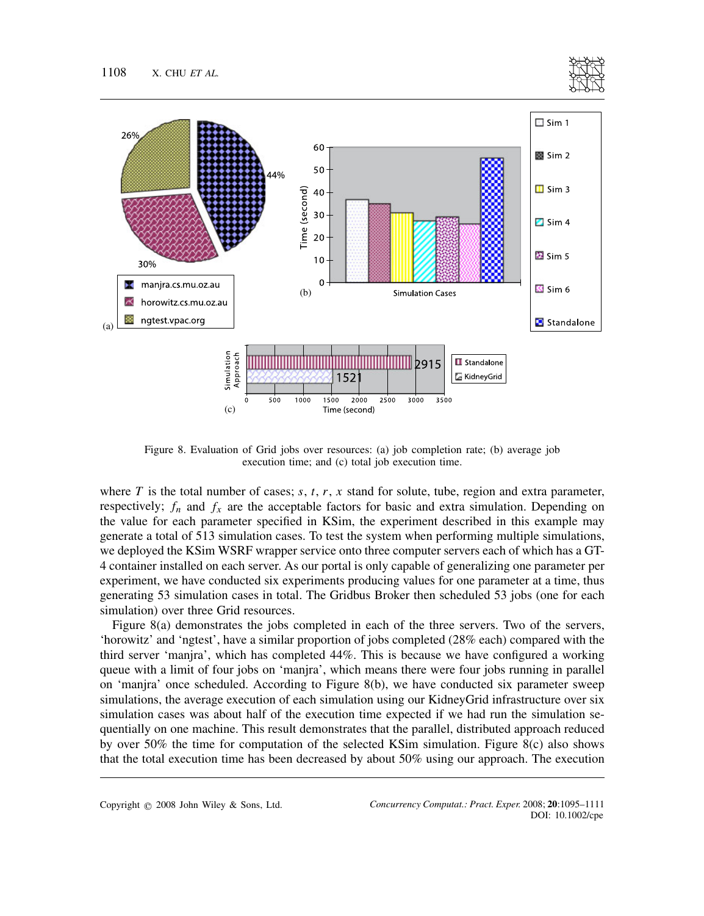Figure 8. Evaluation of Grid jobs over resources: (a) job completion rate; (b) average job execution time; and (c) total job execution time.

where $T$ is the total number of cases; $s$, $t$, $r$, $x$ stand for solute, tube, region and extra parameter, respectively; $f_n$ and $f_x$ are the acceptable factors for basic and extra simulation. Depending on the value for each parameter specified in KSim, the experiment described in this example may generate a total of 513 simulation cases. To test the system when performing multiple simulations, we deployed the KSim WSRF wrapper service onto three computer servers each of which has a GT-4 container installed on each server. As our portal is only capable of generalizing one parameter per experiment, we have conducted six experiments producing values for one parameter at a time, thus generating 53 simulation cases in total. The Gridbus Broker then scheduled 53 jobs (one for each simulation) over three Grid resources.

Figure 8(a) demonstrates the jobs completed in each of the three servers. Two of the servers, 'horowitz' and 'ngtest', have a similar proportion of jobs completed (28% each) compared with the third server 'manjra', which has completed 44%. This is because we have configured a working queue with a limit of four jobs on 'manjra', which means there were four jobs running in parallel on 'manjra' once scheduled. According to Figure 8(b), we have conducted six parameter sweep simulations, the average execution of each simulation using our KidneyGrid infrastructure over six simulation cases was about half of the execution time expected if we had run the simulation sequentially on one machine. This result demonstrates that the parallel, distributed approach reduced by over 50% the time for computation of the selected KSim simulation. Figure 8(c) also shows that the total execution time has been decreased by about 50% using our approach. The execution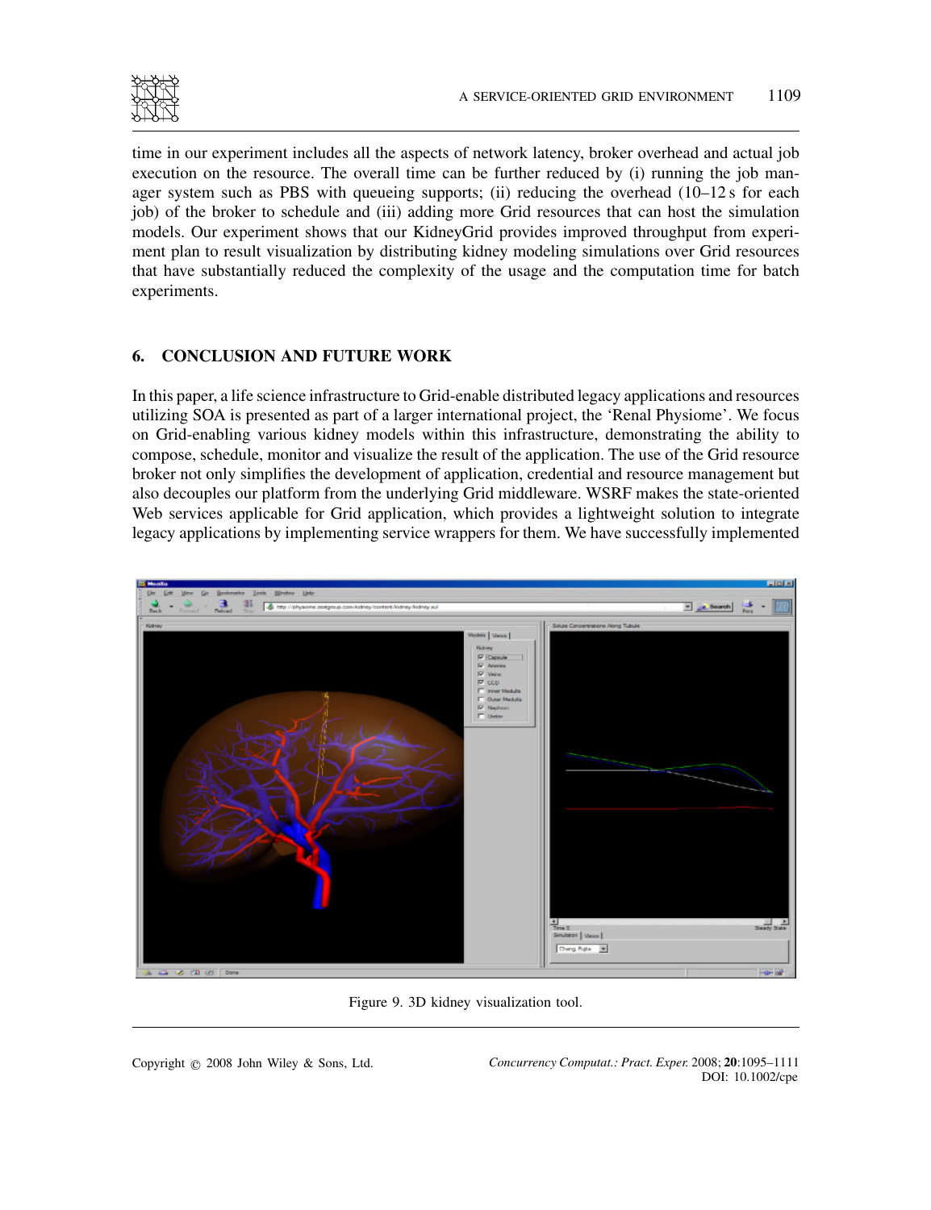time in our experiment includes all the aspects of network latency, broker overhead and actual job execution on the resource. The overall time can be further reduced by (i) running the job manager system such as PBS with queueing supports; (ii) reducing the overhead (10–12 s for each job) of the broker to schedule and (iii) adding more Grid resources that can host the simulation models. Our experiment shows that our KidneyGrid provides improved throughput from experiment plan to result visualization by distributing kidney modeling simulations over Grid resources that have substantially reduced the complexity of the usage and the computation time for batch experiments.

## 6. CONCLUSION AND FUTURE WORK

In this paper, a life science infrastructure to Grid-enable distributed legacy applications and resources utilizing SOA is presented as part of a larger international project, the 'Renal Physiome'. We focus on Grid-enabling various kidney models within this infrastructure, demonstrating the ability to compose, schedule, monitor and visualize the result of the application. The use of the Grid resource broker not only simplifies the development of application, credential and resource management but also decouples our platform from the underlying Grid middleware. WSRF makes the state-oriented Web services applicable for Grid application, which provides a lightweight solution to integrate legacy applications by implementing service wrappers for them. We have successfully implemented

Figure 9. 3D kidney visualization tool.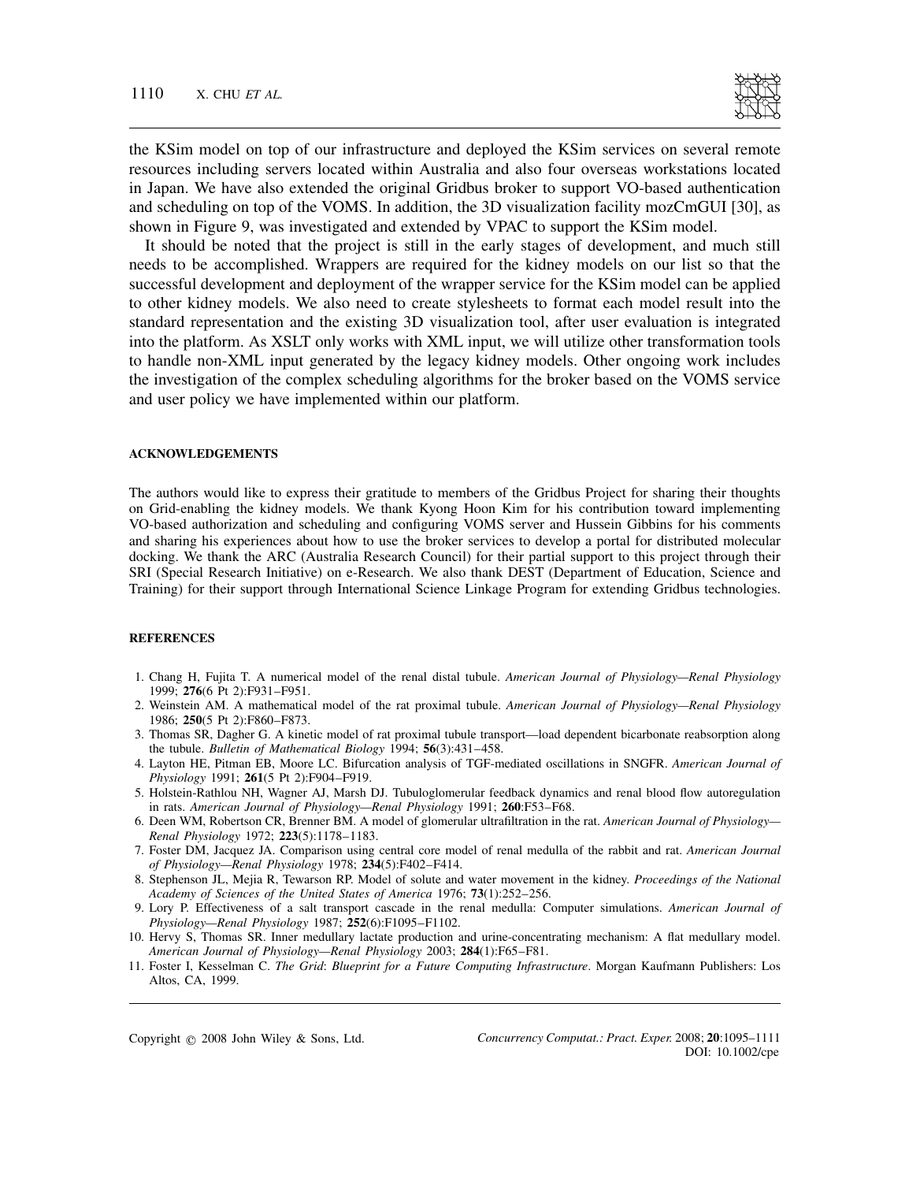the KSim model on top of our infrastructure and deployed the KSim services on several remote resources including servers located within Australia and also four overseas workstations located in Japan. We have also extended the original Gridbus broker to support VO-based authentication and scheduling on top of the VOMS. In addition, the 3D visualization facility mozCmGUI [30], as shown in Figure 9, was investigated and extended by VPAC to support the KSim model.

It should be noted that the project is still in the early stages of development, and much still needs to be accomplished. Wrappers are required for the kidney models on our list so that the successful development and deployment of the wrapper service for the KSim model can be applied to other kidney models. We also need to create stylesheets to format each model result into the standard representation and the existing 3D visualization tool, after user evaluation is integrated into the platform. As XSLT only works with XML input, we will utilize other transformation tools to handle non-XML input generated by the legacy kidney models. Other ongoing work includes the investigation of the complex scheduling algorithms for the broker based on the VOMS service and user policy we have implemented within our platform.

## ACKNOWLEDGEMENTS

The authors would like to express their gratitude to members of the Gridbus Project for sharing their thoughts on Grid-enabling the kidney models. We thank Kyong Hoon Kim for his contribution toward implementing VO-based authorization and scheduling and configuring VOMS server and Hussein Gibbins for his comments and sharing his experiences about how to use the broker services to develop a portal for distributed molecular docking. We thank the ARC (Australia Research Council) for their partial support to this project through their SRI (Special Research Initiative) on e-Research. We also thank DEST (Department of Education, Science and Training) for their support through International Science Linkage Program for extending Gridbus technologies.

## REFERENCES

1. Chang H, Fujita T. A numerical model of the renal distal tubule. *American Journal of Physiology—Renal Physiology* 1999; **276**(6 Pt 2):F931–F951.
2. Weinstein AM. A mathematical model of the rat proximal tubule. *American Journal of Physiology—Renal Physiology* 1986; **250**(5 Pt 2):F860–F873.
3. Thomas SR, Dagher G. A kinetic model of rat proximal tubule transport—load dependent bicarbonate reabsorption along the tubule. *Bulletin of Mathematical Biology* 1994; **56**(3):431–458.
4. Layton HE, Pitman EB, Moore LC. Bifurcation analysis of TGF-mediated oscillations in SNGFR. *American Journal of Physiology* 1991; **261**(5 Pt 2):F904–F919.
5. Holstein-Rathlou NH, Wagner AJ, Marsh DJ. Tubuloglomerular feedback dynamics and renal blood flow autoregulation in rats. *American Journal of Physiology—Renal Physiology* 1991; **260**:F53–F68.
6. Deen WM, Robertson CR, Brenner BM. A model of glomerular ultrafiltration in the rat. *American Journal of Physiology—Renal Physiology* 1972; **223**(5):1178–1183.
7. Foster DM, Jacquez JA. Comparison using central core model of renal medulla of the rabbit and rat. *American Journal of Physiology—Renal Physiology* 1978; **234**(5):F402–F414.
8. Stephenson JL, Mejia R, Tewarson RP. Model of solute and water movement in the kidney. *Proceedings of the National Academy of Sciences of the United States of America* 1976; **73**(1):252–256.
9. Lory P. Effectiveness of a salt transport cascade in the renal medulla: Computer simulations. *American Journal of Physiology—Renal Physiology* 1987; **252**(6):F1095–F1102.
10. Hervy S, Thomas SR. Inner medullary lactate production and urine-concentrating mechanism: A flat medullary model. *American Journal of Physiology—Renal Physiology* 2003; **284**(1):F65–F81.
11. Foster I, Kesselman C. *The Grid*: *Blueprint for a Future Computing Infrastructure*. Morgan Kaufmann Publishers: Los Altos, CA, 1999.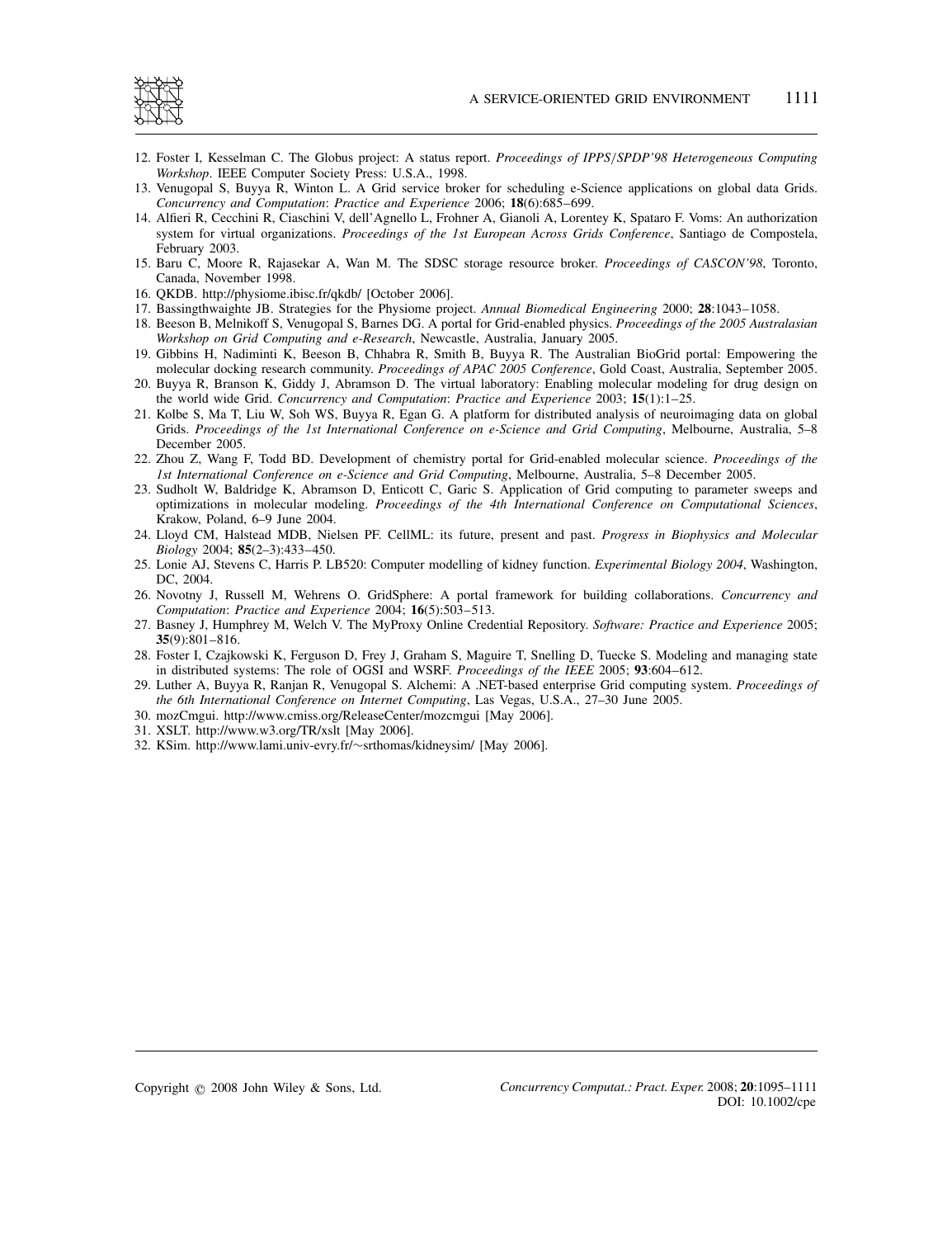12. Foster I, Kesselman C. The Globus project: A status report. *Proceedings of IPPS/SPDP'98 Heterogeneous Computing Workshop*. IEEE Computer Society Press: U.S.A., 1998.
13. Venugopal S, Buyya R, Winton L. A Grid service broker for scheduling e-Science applications on global data Grids. *Concurrency and Computation: Practice and Experience* 2006; **18**(6):685–699.
14. Alfieri R, Cecchini R, Ciaschini V, dell'Agnello L, Frohner A, Gianoli A, Lorentey K, Spataro F. Voms: An authorization system for virtual organizations. *Proceedings of the 1st European Across Grids Conference*, Santiago de Compostela, February 2003.
15. Baru C, Moore R, Rajasekar A, Wan M. The SDSC storage resource broker. *Proceedings of CASCON'98*, Toronto, Canada, November 1998.
16. QKDB. http://physiome.ibisc.fr/qkdb/ [October 2006].
17. Bassingthwaighte JB. Strategies for the Physiome project. *Annual Biomedical Engineering* 2000; **28**:1043–1058.
18. Beeson B, Melnikoff S, Venugopal S, Barnes DG. A portal for Grid-enabled physics. *Proceedings of the 2005 Australasian Workshop on Grid Computing and e-Research*, Newcastle, Australia, January 2005.
19. Gibbins H, Nadiminti K, Beeson B, Chhabra R, Smith B, Buyya R. The Australian BioGrid portal: Empowering the molecular docking research community. *Proceedings of APAC 2005 Conference*, Gold Coast, Australia, September 2005.
20. Buyya R, Branson K, Giddy J, Abramson D. The virtual laboratory: Enabling molecular modeling for drug design on the world wide Grid. *Concurrency and Computation: Practice and Experience* 2003; **15**(1):1–25.
21. Kolbe S, Ma T, Liu W, Soh WS, Buyya R, Egan G. A platform for distributed analysis of neuroimaging data on global Grids. *Proceedings of the 1st International Conference on e-Science and Grid Computing*, Melbourne, Australia, 5–8 December 2005.
22. Zhou Z, Wang F, Todd BD. Development of chemistry portal for Grid-enabled molecular science. *Proceedings of the 1st International Conference on e-Science and Grid Computing*, Melbourne, Australia, 5–8 December 2005.
23. Sudholt W, Baldridge K, Abramson D, Enticott C, Garic S. Application of Grid computing to parameter sweeps and optimizations in molecular modeling. *Proceedings of the 4th International Conference on Computational Sciences*, Krakow, Poland, 6–9 June 2004.
24. Lloyd CM, Halstead MDB, Nielsen PF. CellML: its future, present and past. *Progress in Biophysics and Molecular Biology* 2004; **85**(2–3):433–450.
25. Lonie AJ, Stevens C, Harris P. LB520: Computer modelling of kidney function. *Experimental Biology 2004*, Washington, DC, 2004.
26. Novotny J, Russell M, Wehrens O. GridSphere: A portal framework for building collaborations. *Concurrency and Computation: Practice and Experience* 2004; **16**(5):503–513.
27. Basney J, Humphrey M, Welch V. The MyProxy Online Credential Repository. *Software: Practice and Experience* 2005; **35**(9):801–816.
28. Foster I, Czajkowski K, Ferguson D, Frey J, Graham S, Maguire T, Snelling D, Tuecke S. Modeling and managing state in distributed systems: The role of OGSI and WSRF. *Proceedings of the IEEE* 2005; **93**:604–612.
29. Luther A, Buyya R, Ranjan R, Venugopal S. Alchemi: A .NET-based enterprise Grid computing system. *Proceedings of the 6th International Conference on Internet Computing*, Las Vegas, U.S.A., 27–30 June 2005.
30. mozCmgui. http://www.cmiss.org/ReleaseCenter/mozcmgui [May 2006].
31. XSLT. http://www.w3.org/TR/xslt [May 2006].
32. KSim. http://www.lami.univ-evry.fr/~srthomas/kidneysim/ [May 2006].